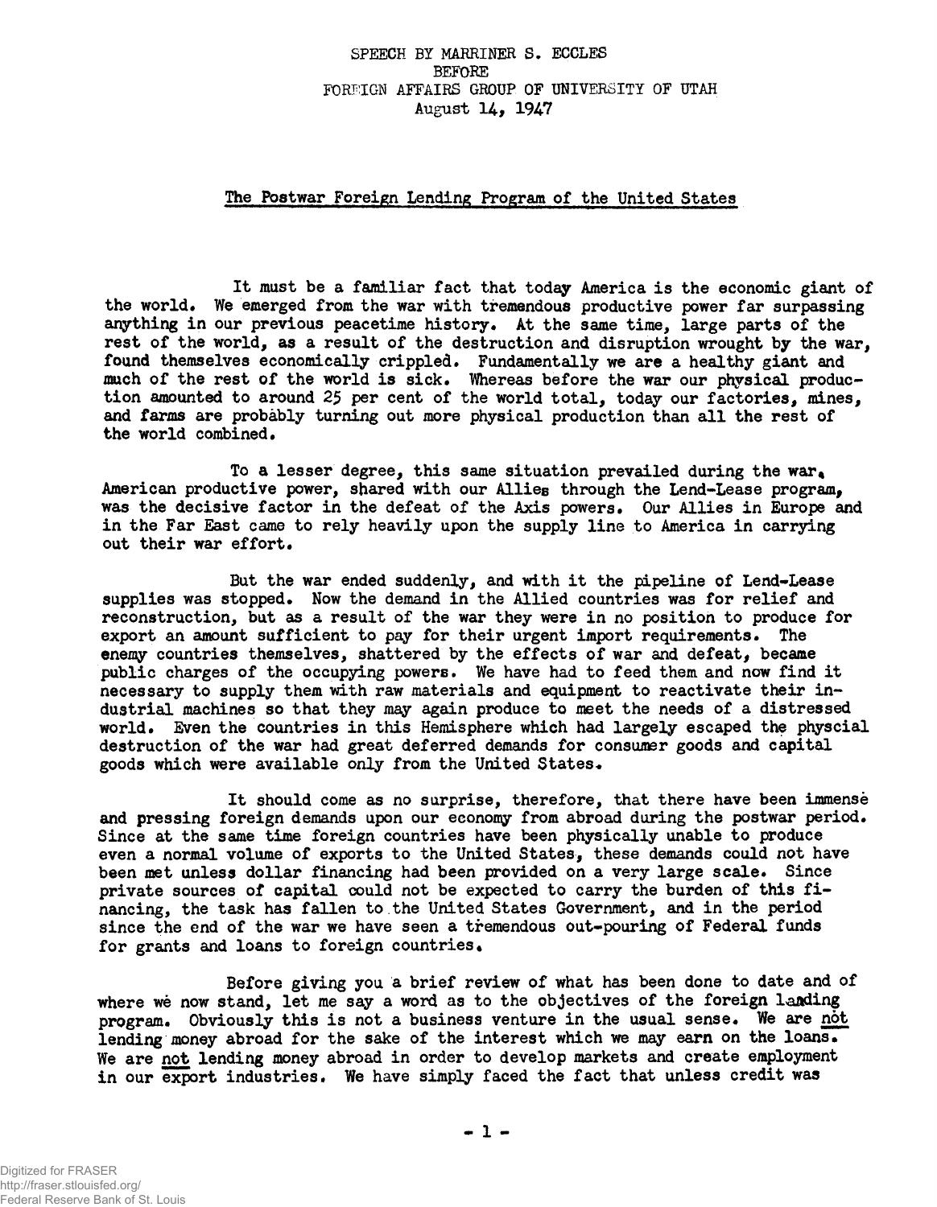SPEECH BY MARRINER S. ECCLES
BEFORE
FOREIGN AFFAIRS GROUP OF UNIVERSITY OF UTAH
August 14, 1947

## The Postwar Foreign Lending Program of the United States

It must be a familiar fact that today America is the economic giant of the world. We emerged from the war with tremendous productive power far surpassing anything in our previous peacetime history. At the same time, large parts of the rest of the world, as a result of the destruction and disruption wrought by the war, found themselves economically crippled. Fundamentally we are a healthy giant and much of the rest of the world is sick. Whereas before the war our physical production amounted to around 25 per cent of the world total, today our factories, mines, and farms are probably turning out more physical production than all the rest of the world combined.

To a lesser degree, this same situation prevailed during the war. American productive power, shared with our Allies through the Lend-Lease program, was the decisive factor in the defeat of the Axis powers. Our Allies in Europe and in the Far East came to rely heavily upon the supply line to America in carrying out their war effort.

But the war ended suddenly, and with it the pipeline of Lend-Lease supplies was stopped. Now the demand in the Allied countries was for relief and reconstruction, but as a result of the war they were in no position to produce for export an amount sufficient to pay for their urgent import requirements. The enemy countries themselves, shattered by the effects of war and defeat, became public charges of the occupying powers. We have had to feed them and now find it necessary to supply them with raw materials and equipment to reactivate their industrial machines so that they may again produce to meet the needs of a distressed world. Even the countries in this Hemisphere which had largely escaped the physcial destruction of the war had great deferred demands for consumer goods and capital goods which were available only from the United States.

It should come as no surprise, therefore, that there have been immense and pressing foreign demands upon our economy from abroad during the postwar period. Since at the same time foreign countries have been physically unable to produce even a normal volume of exports to the United States, these demands could not have been met unless dollar financing had been provided on a very large scale. Since private sources of capital could not be expected to carry the burden of this financing, the task has fallen to the United States Government, and in the period since the end of the war we have seen a tremendous out-pouring of Federal funds for grants and loans to foreign countries.

Before giving you a brief review of what has been done to date and of where we now stand, let me say a word as to the objectives of the foreign lending program. Obviously this is not a business venture in the usual sense. We are not lending money abroad for the sake of the interest which we may earn on the loans. We are not lending money abroad in order to develop markets and create employment in our export industries. We have simply faced the fact that unless credit was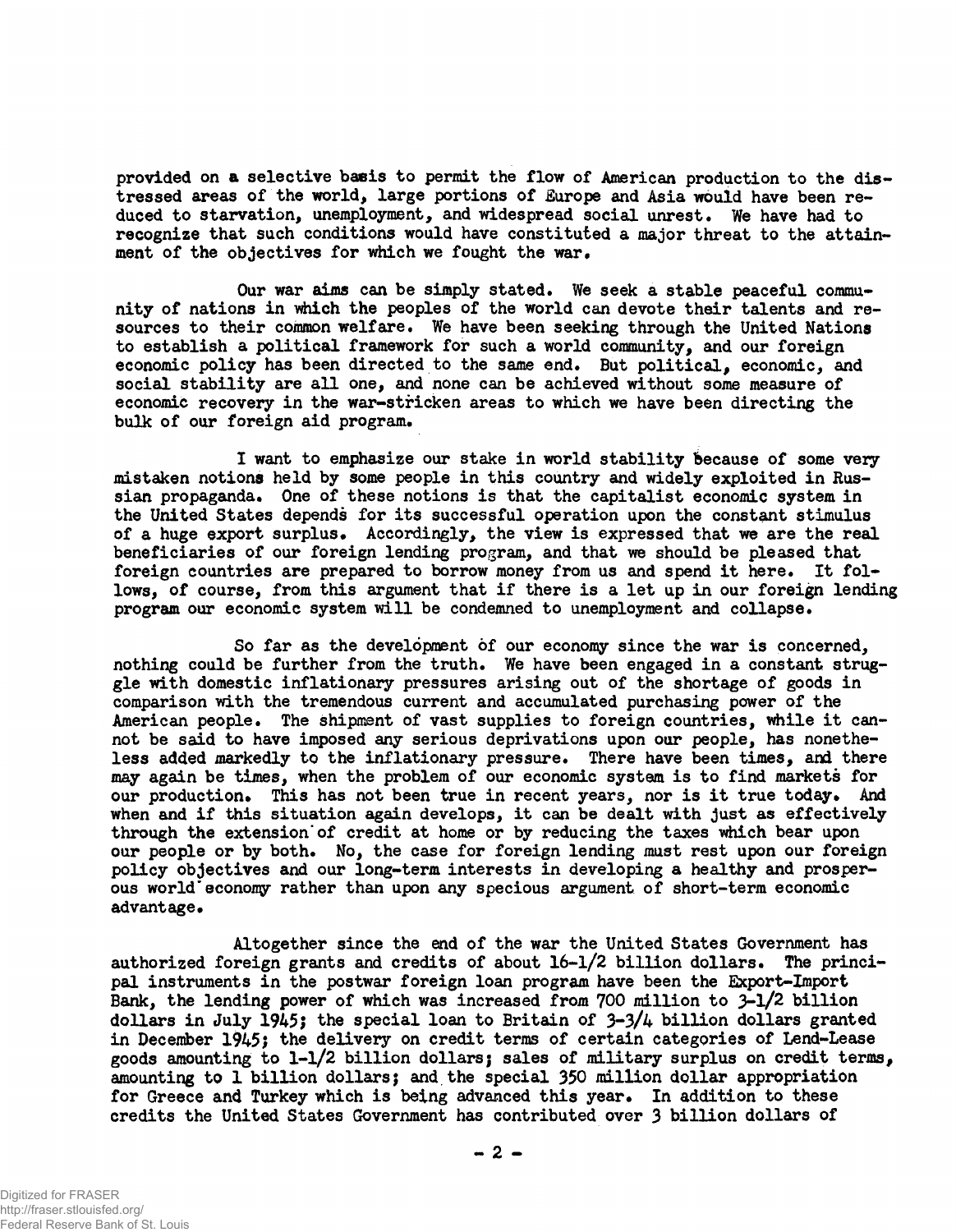provided on a selective basis to permit the flow of American production to the distressed areas of the world, large portions of Europe and Asia would have been reduced to starvation, unemployment, and widespread social unrest. We have had to recognize that such conditions would have constituted a major threat to the attainment of the objectives for which we fought the war.

Our war aims can be simply stated. We seek a stable peaceful community of nations in which the peoples of the world can devote their talents and resources to their common welfare. We have been seeking through the United Nations to establish a political framework for such a world community, and our foreign economic policy has been directed to the same end. But political, economic, and social stability are all one, and none can be achieved without some measure of economic recovery in the war-stricken areas to which we have been directing the bulk of our foreign aid program.

I want to emphasize our stake in world stability because of some very mistaken notions held by some people in this country and widely exploited in Russian propaganda. One of these notions is that the capitalist economic system in the United States depends for its successful operation upon the constant stimulus of a huge export surplus. Accordingly, the view is expressed that we are the real beneficiaries of our foreign lending program, and that we should be pleased that foreign countries are prepared to borrow money from us and spend it here. It follows, of course, from this argument that if there is a let up in our foreign lending program our economic system will be condemned to unemployment and collapse.

So far as the development of our economy since the war is concerned, nothing could be further from the truth. We have been engaged in a constant struggle with domestic inflationary pressures arising out of the shortage of goods in comparison with the tremendous current and accumulated purchasing power of the American people. The shipment of vast supplies to foreign countries, while it cannot be said to have imposed any serious deprivations upon our people, has nonetheless added markedly to the inflationary pressure. There have been times, and there may again be times, when the problem of our economic system is to find markets for our production. This has not been true in recent years, nor is it true today. And when and if this situation again develops, it can be dealt with just as effectively through the extension of credit at home or by reducing the taxes which bear upon our people or by both. No, the case for foreign lending must rest upon our foreign policy objectives and our long-term interests in developing a healthy and prosperous world economy rather than upon any specious argument of short-term economic advantage.

Altogether since the end of the war the United States Government has authorized foreign grants and credits of about 16-1/2 billion dollars. The principal instruments in the postwar foreign loan program have been the Export-Import Bank, the lending power of which was increased from 700 million to 3-1/2 billion dollars in July 1945; the special loan to Britain of 3-3/4 billion dollars granted in December 1945; the delivery on credit terms of certain categories of Lend-Lease goods amounting to 1-1/2 billion dollars; sales of military surplus on credit terms, amounting to 1 billion dollars; and the special 350 million dollar appropriation for Greece and Turkey which is being advanced this year. In addition to these credits the United States Government has contributed over 3 billion dollars of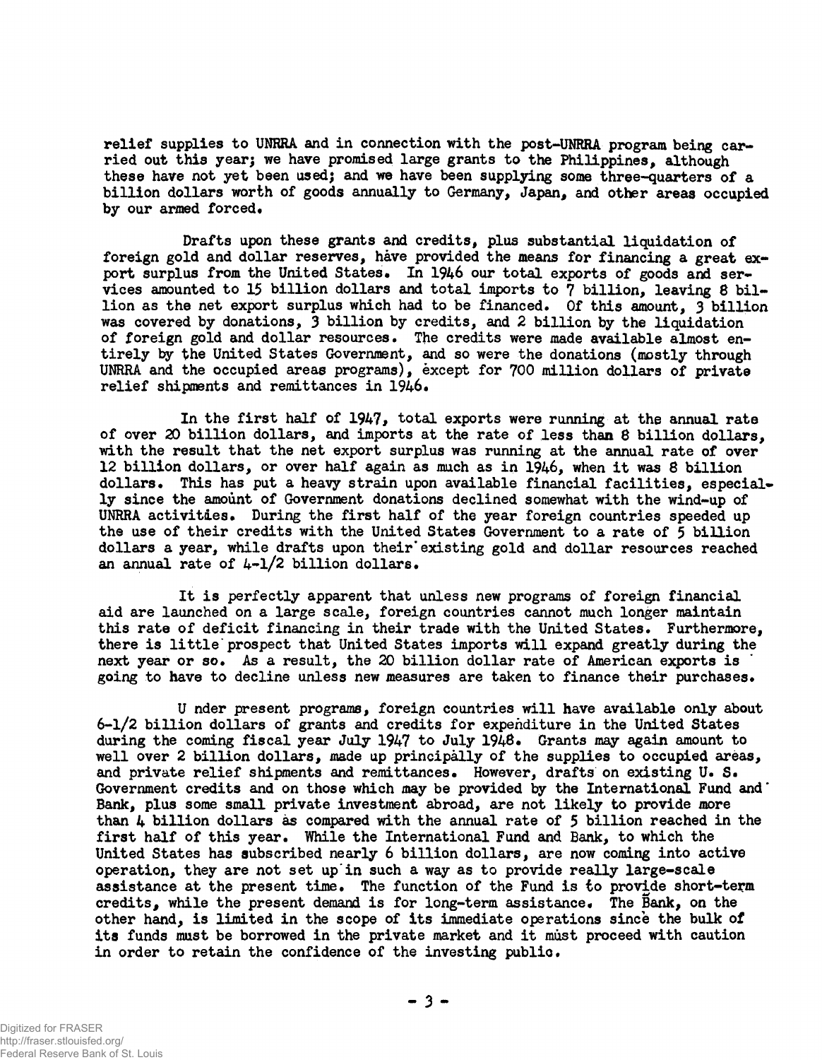relief supplies to UNRRA and in connection with the post-UNRRA program being carried out this year; we have promised large grants to the Philippines, although these have not yet been used; and we have been supplying some three-quarters of a billion dollars worth of goods annually to Germany, Japan, and other areas occupied by our armed forced.

Drafts upon these grants and credits, plus substantial liquidation of foreign gold and dollar reserves, have provided the means for financing a great export surplus from the United States. In 1946 our total exports of goods and services amounted to 15 billion dollars and total imports to 7 billion, leaving 8 billion as the net export surplus which had to be financed. Of this amount, 3 billion was covered by donations, 3 billion by credits, and 2 billion by the liquidation of foreign gold and dollar resources. The credits were made available almost entirely by the United States Government, and so were the donations (mostly through UNRRA and the occupied areas programs), except for 700 million dollars of private relief shipments and remittances in 1946.

In the first half of 1947, total exports were running at the annual rate of over 20 billion dollars, and imports at the rate of less than 8 billion dollars, with the result that the net export surplus was running at the annual rate of over 12 billion dollars, or over half again as much as in 1946, when it was 8 billion dollars. This has put a heavy strain upon available financial facilities, especially since the amount of Government donations declined somewhat with the wind-up of UNRRA activities. During the first half of the year foreign countries speeded up the use of their credits with the United States Government to a rate of 5 billion dollars a year, while drafts upon their existing gold and dollar resources reached an annual rate of 4-1/2 billion dollars.

It is perfectly apparent that unless new programs of foreign financial aid are launched on a large scale, foreign countries cannot much longer maintain this rate of deficit financing in their trade with the United States. Furthermore, there is little prospect that United States imports will expand greatly during the next year or so. As a result, the 20 billion dollar rate of American exports is going to have to decline unless new measures are taken to finance their purchases.

Under present programs, foreign countries will have available only about 6-1/2 billion dollars of grants and credits for expenditure in the United States during the coming fiscal year July 1947 to July 1948. Grants may again amount to well over 2 billion dollars, made up principally of the supplies to occupied areas, and private relief shipments and remittances. However, drafts on existing U. S. Government credits and on those which may be provided by the International Fund and Bank, plus some small private investment abroad, are not likely to provide more than 4 billion dollars as compared with the annual rate of 5 billion reached in the first half of this year. While the International Fund and Bank, to which the United States has subscribed nearly 6 billion dollars, are now coming into active operation, they are not set up in such a way as to provide really large-scale assistance at the present time. The function of the Fund is to provide short-term credits, while the present demand is for long-term assistance. The Bank, on the other hand, is limited in the scope of its immediate operations since the bulk of its funds must be borrowed in the private market and it must proceed with caution in order to retain the confidence of the investing public.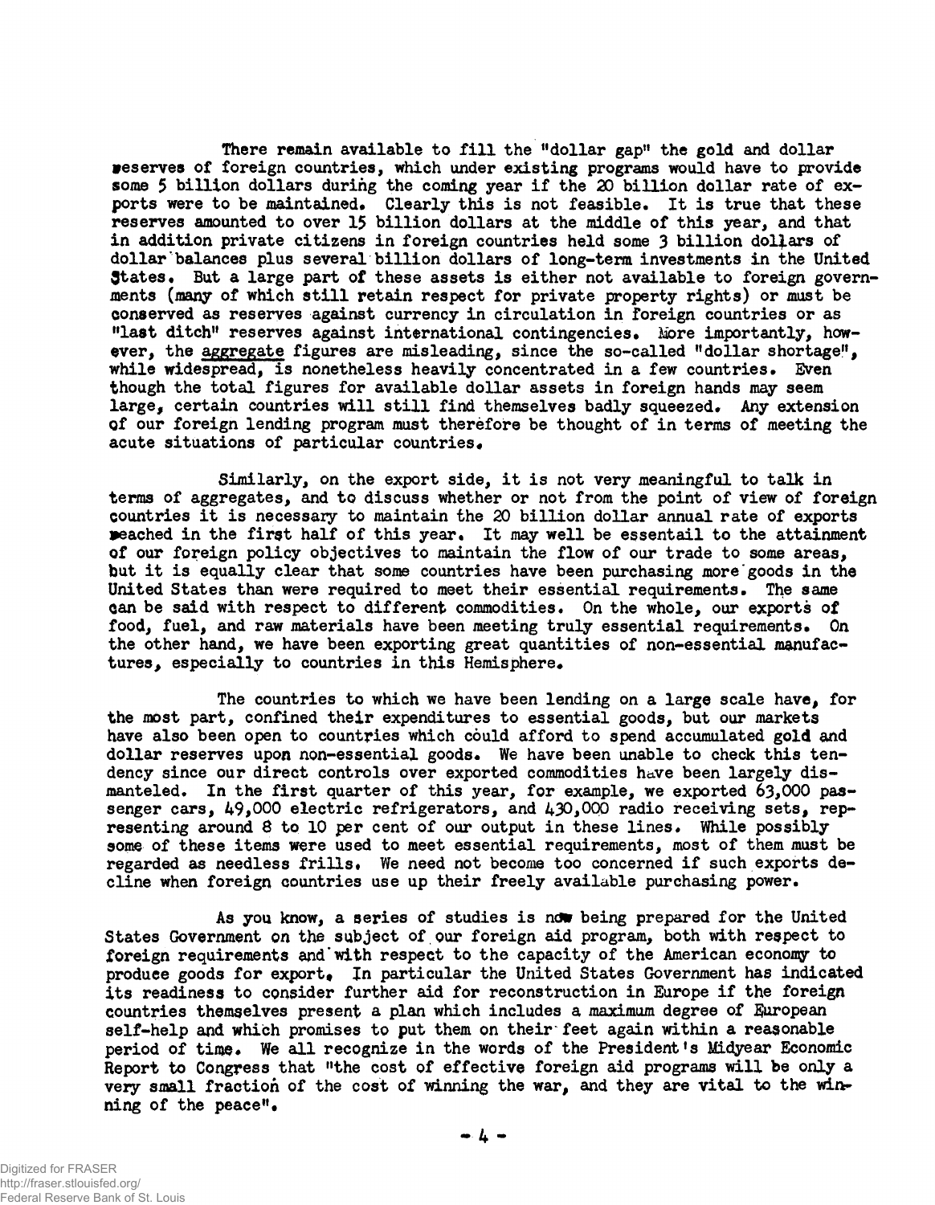There remain available to fill the "dollar gap" the gold and dollar reserves of foreign countries, which under existing programs would have to provide some 5 billion dollars during the coming year if the 20 billion dollar rate of exports were to be maintained. Clearly this is not feasible. It is true that these reserves amounted to over 15 billion dollars at the middle of this year, and that in addition private citizens in foreign countries held some 3 billion dollars of dollar balances plus several billion dollars of long-term investments in the United States. But a large part of these assets is either not available to foreign governments (many of which still retain respect for private property rights) or must be conserved as reserves against currency in circulation in foreign countries or as "last ditch" reserves against international contingencies. More importantly, however, the aggregate figures are misleading, since the so-called "dollar shortage", while widespread, is nonetheless heavily concentrated in a few countries. Even though the total figures for available dollar assets in foreign hands may seem large, certain countries will still find themselves badly squeezed. Any extension of our foreign lending program must therefore be thought of in terms of meeting the acute situations of particular countries.

Similarly, on the export side, it is not very meaningful to talk in terms of aggregates, and to discuss whether or not from the point of view of foreign countries it is necessary to maintain the 20 billion dollar annual rate of exports reached in the first half of this year. It may well be essentail to the attainment of our foreign policy objectives to maintain the flow of our trade to some areas, but it is equally clear that some countries have been purchasing more goods in the United States than were required to meet their essential requirements. The same can be said with respect to different commodities. On the whole, our exports of food, fuel, and raw materials have been meeting truly essential requirements. On the other hand, we have been exporting great quantities of non-essential manufactures, especially to countries in this Hemisphere.

The countries to which we have been lending on a large scale have, for the most part, confined their expenditures to essential goods, but our markets have also been open to countries which could afford to spend accumulated gold and dollar reserves upon non-essential goods. We have been unable to check this tendency since our direct controls over exported commodities have been largely dismanteled. In the first quarter of this year, for example, we exported 63,000 passenger cars, 49,000 electric refrigerators, and 430,000 radio receiving sets, representing around 8 to 10 per cent of our output in these lines. While possibly some of these items were used to meet essential requirements, most of them must be regarded as needless frills. We need not become too concerned if such exports decline when foreign countries use up their freely available purchasing power.

As you know, a series of studies is now being prepared for the United States Government on the subject of our foreign aid program, both with respect to foreign requirements and with respect to the capacity of the American economy to produce goods for export. In particular the United States Government has indicated its readiness to consider further aid for reconstruction in Europe if the foreign countries themselves present a plan which includes a maximum degree of European self-help and which promises to put them on their feet again within a reasonable period of time. We all recognize in the words of the President's Midyear Economic Report to Congress that "the cost of effective foreign aid programs will be only a very small fraction of the cost of winning the war, and they are vital to the winning of the peace".